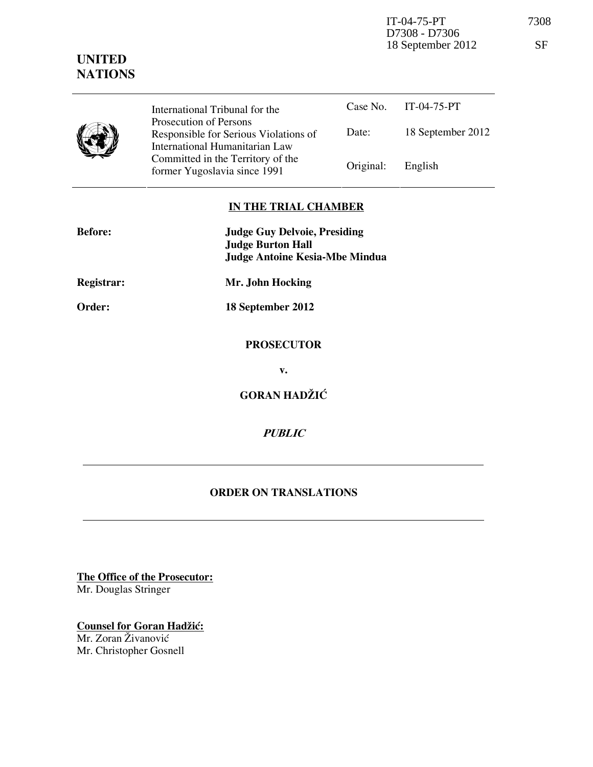IT-04-75-PT
D7308 - D7306
18 September 2012

7308

SF

**UNITED NATIONS**

| International Tribunal for the Prosecution of Persons Responsible for Serious Violations of International Humanitarian Law Committed in the Territory of the former Yugoslavia since 1991 | Case No. | IT-04-75-PT |
|---|---|---|
| | Date: | 18 September 2012 |
| | Original: | English |

**IN THE TRIAL CHAMBER**

**Before:** **Judge Guy Delvoie, Presiding**
**Judge Burton Hall**
**Judge Antoine Kesia-Mbe Mindua**

**Registrar:** **Mr. John Hocking**

**Order:** **18 September 2012**

**PROSECUTOR**

**v.**

**GORAN HADŽIĆ**

***PUBLIC***

---

**ORDER ON TRANSLATIONS**

---

**The Office of the Prosecutor:**
Mr. Douglas Stringer

**Counsel for Goran Hadžić:**
Mr. Zoran Živanović
Mr. Christopher Gosnell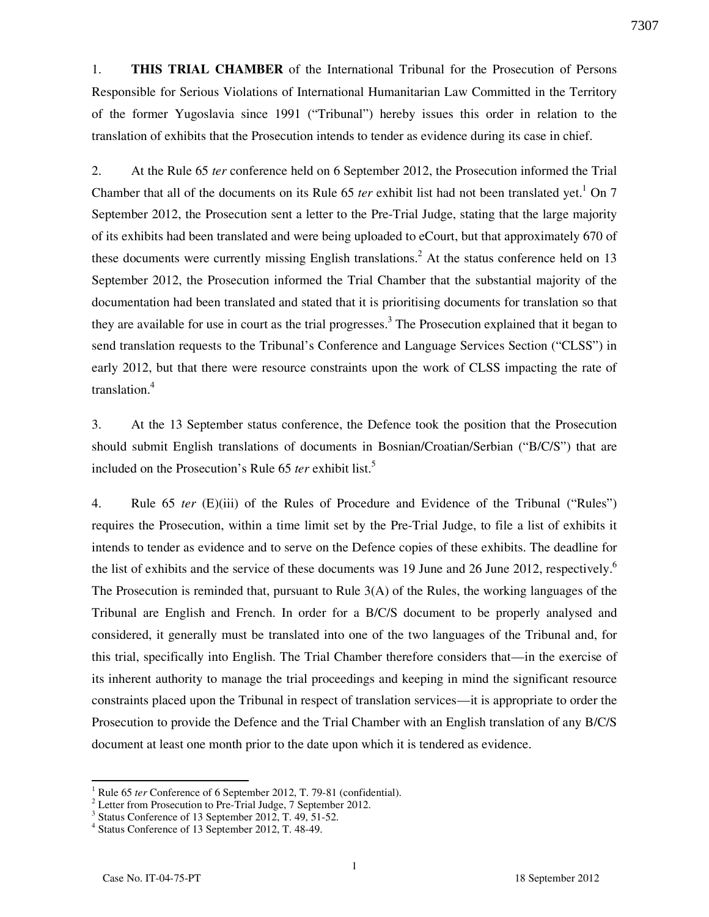1. **THIS TRIAL CHAMBER** of the International Tribunal for the Prosecution of Persons Responsible for Serious Violations of International Humanitarian Law Committed in the Territory of the former Yugoslavia since 1991 ("Tribunal") hereby issues this order in relation to the translation of exhibits that the Prosecution intends to tender as evidence during its case in chief.

2. At the Rule 65 *ter* conference held on 6 September 2012, the Prosecution informed the Trial Chamber that all of the documents on its Rule 65 *ter* exhibit list had not been translated yet.[1] On 7 September 2012, the Prosecution sent a letter to the Pre-Trial Judge, stating that the large majority of its exhibits had been translated and were being uploaded to eCourt, but that approximately 670 of these documents were currently missing English translations.[2] At the status conference held on 13 September 2012, the Prosecution informed the Trial Chamber that the substantial majority of the documentation had been translated and stated that it is prioritising documents for translation so that they are available for use in court as the trial progresses.[3] The Prosecution explained that it began to send translation requests to the Tribunal's Conference and Language Services Section ("CLSS") in early 2012, but that there were resource constraints upon the work of CLSS impacting the rate of translation.[4]

3. At the 13 September status conference, the Defence took the position that the Prosecution should submit English translations of documents in Bosnian/Croatian/Serbian ("B/C/S") that are included on the Prosecution's Rule 65 *ter* exhibit list.[5]

4. Rule 65 *ter* (E)(iii) of the Rules of Procedure and Evidence of the Tribunal ("Rules") requires the Prosecution, within a time limit set by the Pre-Trial Judge, to file a list of exhibits it intends to tender as evidence and to serve on the Defence copies of these exhibits. The deadline for the list of exhibits and the service of these documents was 19 June and 26 June 2012, respectively.[6] The Prosecution is reminded that, pursuant to Rule 3(A) of the Rules, the working languages of the Tribunal are English and French. In order for a B/C/S document to be properly analysed and considered, it generally must be translated into one of the two languages of the Tribunal and, for this trial, specifically into English. The Trial Chamber therefore considers that—in the exercise of its inherent authority to manage the trial proceedings and keeping in mind the significant resource constraints placed upon the Tribunal in respect of translation services—it is appropriate to order the Prosecution to provide the Defence and the Trial Chamber with an English translation of any B/C/S document at least one month prior to the date upon which it is tendered as evidence.

---

[1] Rule 65 *ter* Conference of 6 September 2012, T. 79-81 (confidential).

[2] Letter from Prosecution to Pre-Trial Judge, 7 September 2012.

[3] Status Conference of 13 September 2012, T. 49, 51-52.

[4] Status Conference of 13 September 2012, T. 48-49.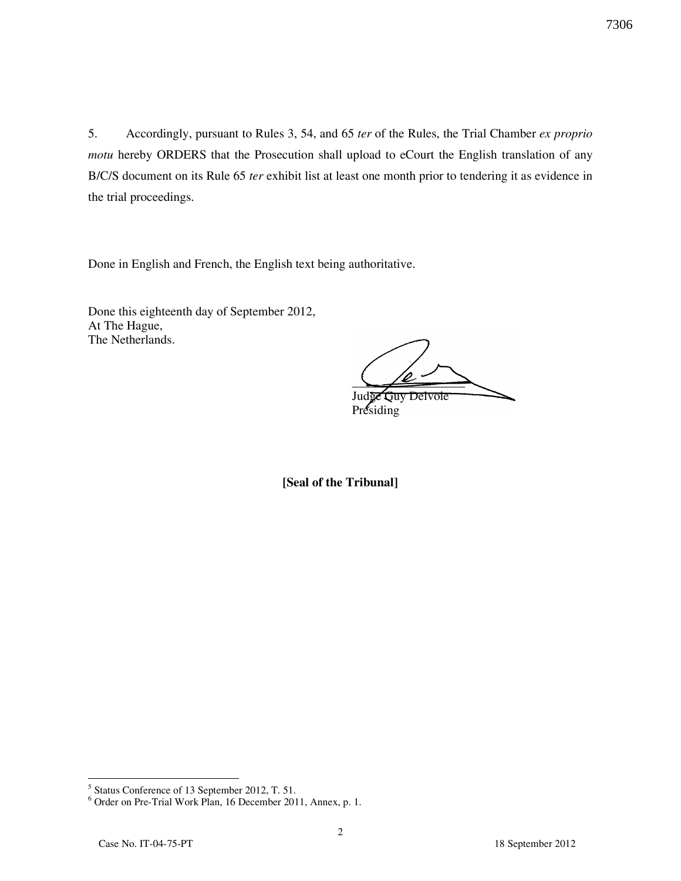5. Accordingly, pursuant to Rules 3, 54, and 65 *ter* of the Rules, the Trial Chamber *ex proprio motu* hereby ORDERS that the Prosecution shall upload to eCourt the English translation of any B/C/S document on its Rule 65 *ter* exhibit list at least one month prior to tendering it as evidence in the trial proceedings.

Done in English and French, the English text being authoritative.

Done this eighteenth day of September 2012,
At The Hague,
The Netherlands.

Judge Guy Delvoie
Presiding

**[Seal of the Tribunal]**

---

[5] Status Conference of 13 September 2012, T. 51.
[6] Order on Pre-Trial Work Plan, 16 December 2011, Annex, p. 1.